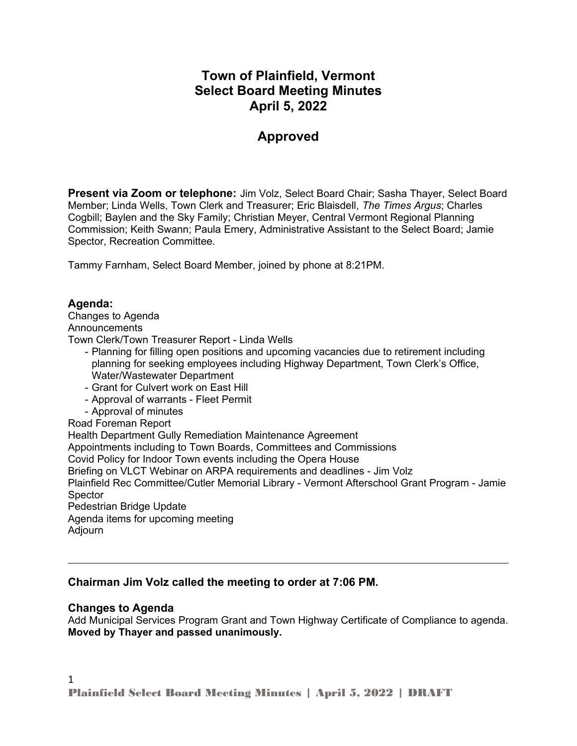# Town of Plainfield, Vermont
# Select Board Meeting Minutes
# April 5, 2022

## Approved

**Present via Zoom or telephone:** Jim Volz, Select Board Chair; Sasha Thayer, Select Board Member; Linda Wells, Town Clerk and Treasurer; Eric Blaisdell, *The Times Argus*; Charles Cogbill; Baylen and the Sky Family; Christian Meyer, Central Vermont Regional Planning Commission; Keith Swann; Paula Emery, Administrative Assistant to the Select Board; Jamie Spector, Recreation Committee.

Tammy Farnham, Select Board Member, joined by phone at 8:21PM.

### Agenda:

Changes to Agenda
Announcements
Town Clerk/Town Treasurer Report - Linda Wells

- Planning for filling open positions and upcoming vacancies due to retirement including planning for seeking employees including Highway Department, Town Clerk's Office, Water/Wastewater Department
- Grant for Culvert work on East Hill
- Approval of warrants - Fleet Permit
- Approval of minutes

Road Foreman Report
Health Department Gully Remediation Maintenance Agreement
Appointments including to Town Boards, Committees and Commissions
Covid Policy for Indoor Town events including the Opera House
Briefing on VLCT Webinar on ARPA requirements and deadlines - Jim Volz
Plainfield Rec Committee/Cutler Memorial Library - Vermont Afterschool Grant Program - Jamie Spector
Pedestrian Bridge Update
Agenda items for upcoming meeting
Adjourn

---

**Chairman Jim Volz called the meeting to order at 7:06 PM.**

### Changes to Agenda

Add Municipal Services Program Grant and Town Highway Certificate of Compliance to agenda. **Moved by Thayer and passed unanimously.**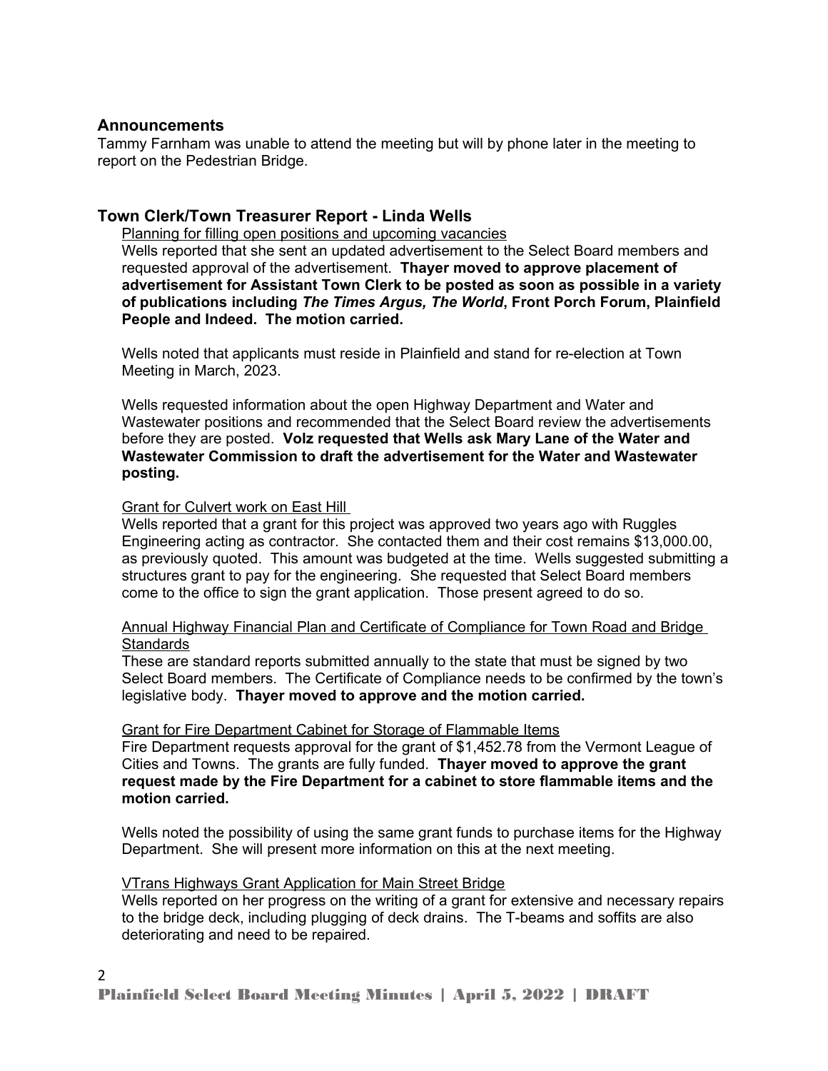## Announcements

Tammy Farnham was unable to attend the meeting but will by phone later in the meeting to report on the Pedestrian Bridge.

## Town Clerk/Town Treasurer Report - Linda Wells

Planning for filling open positions and upcoming vacancies

Wells reported that she sent an updated advertisement to the Select Board members and requested approval of the advertisement. **Thayer moved to approve placement of advertisement for Assistant Town Clerk to be posted as soon as possible in a variety of publications including *The Times Argus, The World*, Front Porch Forum, Plainfield People and Indeed. The motion carried.**

Wells noted that applicants must reside in Plainfield and stand for re-election at Town Meeting in March, 2023.

Wells requested information about the open Highway Department and Water and Wastewater positions and recommended that the Select Board review the advertisements before they are posted. **Volz requested that Wells ask Mary Lane of the Water and Wastewater Commission to draft the advertisement for the Water and Wastewater posting.**

Grant for Culvert work on East Hill

Wells reported that a grant for this project was approved two years ago with Ruggles Engineering acting as contractor. She contacted them and their cost remains $13,000.00, as previously quoted. This amount was budgeted at the time. Wells suggested submitting a structures grant to pay for the engineering. She requested that Select Board members come to the office to sign the grant application. Those present agreed to do so.

Annual Highway Financial Plan and Certificate of Compliance for Town Road and Bridge Standards

These are standard reports submitted annually to the state that must be signed by two Select Board members. The Certificate of Compliance needs to be confirmed by the town's legislative body. **Thayer moved to approve and the motion carried.**

Grant for Fire Department Cabinet for Storage of Flammable Items

Fire Department requests approval for the grant of $1,452.78 from the Vermont League of Cities and Towns. The grants are fully funded. **Thayer moved to approve the grant request made by the Fire Department for a cabinet to store flammable items and the motion carried.**

Wells noted the possibility of using the same grant funds to purchase items for the Highway Department. She will present more information on this at the next meeting.

VTrans Highways Grant Application for Main Street Bridge

Wells reported on her progress on the writing of a grant for extensive and necessary repairs to the bridge deck, including plugging of deck drains. The T-beams and soffits are also deteriorating and need to be repaired.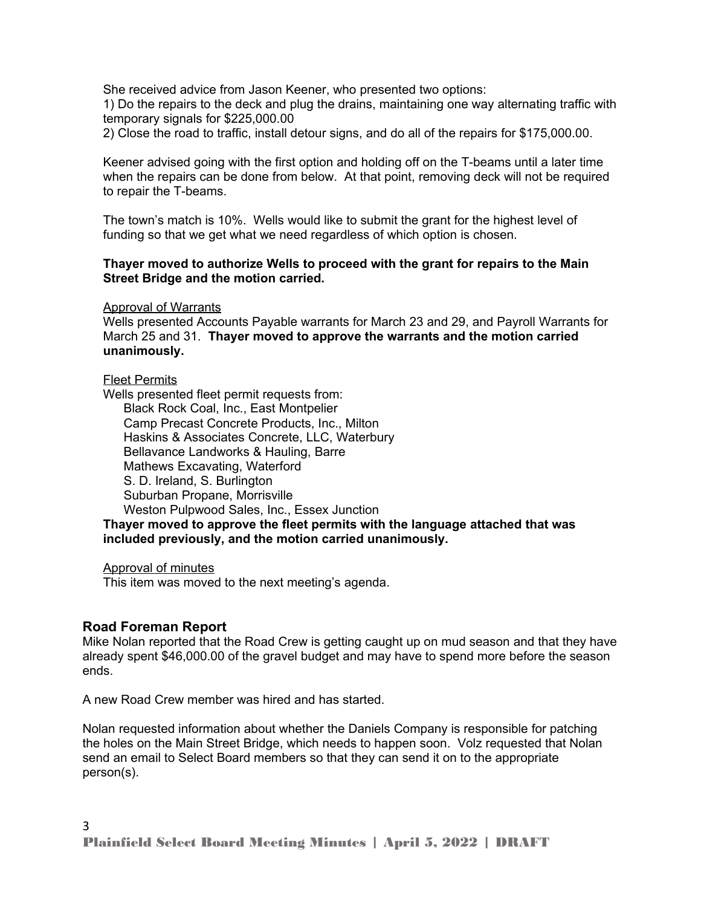She received advice from Jason Keener, who presented two options:

1) Do the repairs to the deck and plug the drains, maintaining one way alternating traffic with temporary signals for $225,000.00

2) Close the road to traffic, install detour signs, and do all of the repairs for $175,000.00.

Keener advised going with the first option and holding off on the T-beams until a later time when the repairs can be done from below. At that point, removing deck will not be required to repair the T-beams.

The town's match is 10%. Wells would like to submit the grant for the highest level of funding so that we get what we need regardless of which option is chosen.

**Thayer moved to authorize Wells to proceed with the grant for repairs to the Main Street Bridge and the motion carried.**

Approval of Warrants

Wells presented Accounts Payable warrants for March 23 and 29, and Payroll Warrants for March 25 and 31. **Thayer moved to approve the warrants and the motion carried unanimously.**

Fleet Permits

Wells presented fleet permit requests from:

- Black Rock Coal, Inc., East Montpelier
- Camp Precast Concrete Products, Inc., Milton
- Haskins & Associates Concrete, LLC, Waterbury
- Bellavance Landworks & Hauling, Barre
- Mathews Excavating, Waterford
- S. D. Ireland, S. Burlington
- Suburban Propane, Morrisville
- Weston Pulpwood Sales, Inc., Essex Junction

**Thayer moved to approve the fleet permits with the language attached that was included previously, and the motion carried unanimously.**

Approval of minutes

This item was moved to the next meeting's agenda.

## Road Foreman Report

Mike Nolan reported that the Road Crew is getting caught up on mud season and that they have already spent $46,000.00 of the gravel budget and may have to spend more before the season ends.

A new Road Crew member was hired and has started.

Nolan requested information about whether the Daniels Company is responsible for patching the holes on the Main Street Bridge, which needs to happen soon. Volz requested that Nolan send an email to Select Board members so that they can send it on to the appropriate person(s).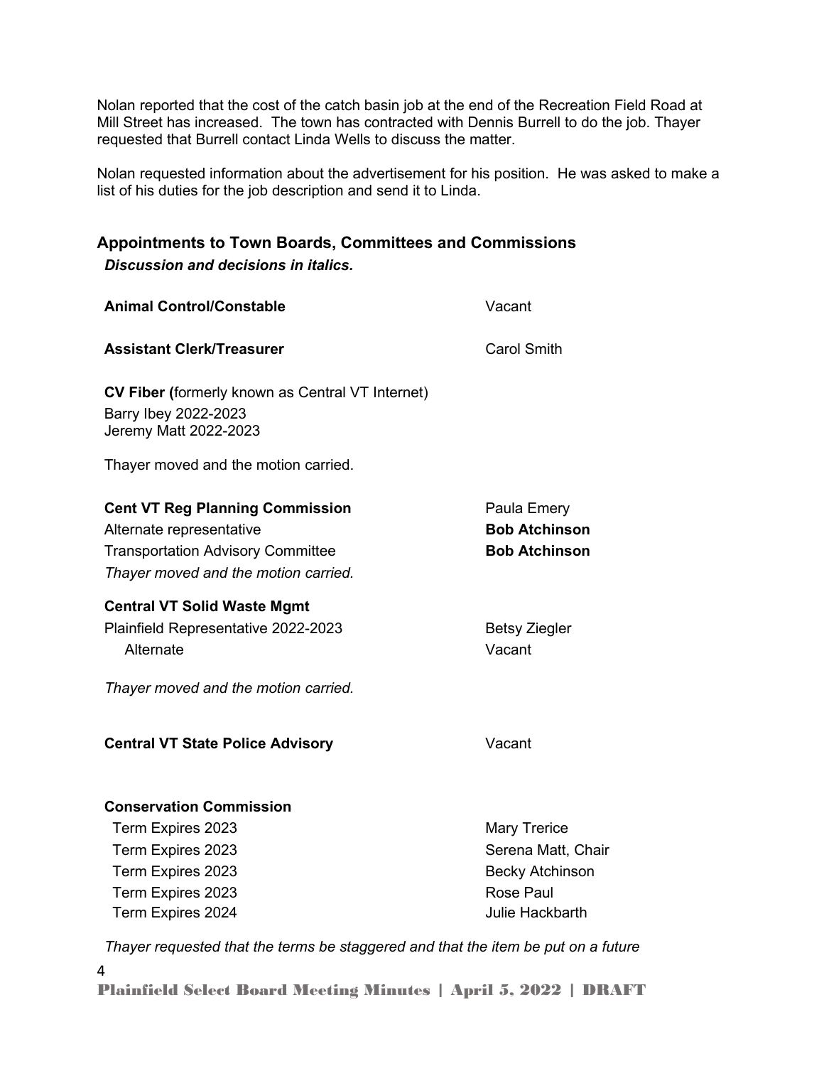Nolan reported that the cost of the catch basin job at the end of the Recreation Field Road at Mill Street has increased. The town has contracted with Dennis Burrell to do the job. Thayer requested that Burrell contact Linda Wells to discuss the matter.

Nolan requested information about the advertisement for his position. He was asked to make a list of his duties for the job description and send it to Linda.

## Appointments to Town Boards, Committees and Commissions

***Discussion and decisions in italics.***

| | |
|---|---|
| **Animal Control/Constable** | Vacant |
| **Assistant Clerk/Treasurer** | Carol Smith |

**CV Fiber (**formerly known as Central VT Internet)
Barry Ibey 2022-2023
Jeremy Matt 2022-2023

Thayer moved and the motion carried.

| | |
|---|---|
| **Cent VT Reg Planning Commission** | Paula Emery |
| Alternate representative | **Bob Atchinson** |
| Transportation Advisory Committee | **Bob Atchinson** |

*Thayer moved and the motion carried.*

**Central VT Solid Waste Mgmt**

| | |
|---|---|
| Plainfield Representative 2022-2023 | Betsy Ziegler |
| Alternate | Vacant |

*Thayer moved and the motion carried.*

| | |
|---|---|
| **Central VT State Police Advisory** | Vacant |

**Conservation Commission**

| | |
|---|---|
| Term Expires 2023 | Mary Trerice |
| Term Expires 2023 | Serena Matt, Chair |
| Term Expires 2023 | Becky Atchinson |
| Term Expires 2023 | Rose Paul |
| Term Expires 2024 | Julie Hackbarth |

*Thayer requested that the terms be staggered and that the item be put on a future*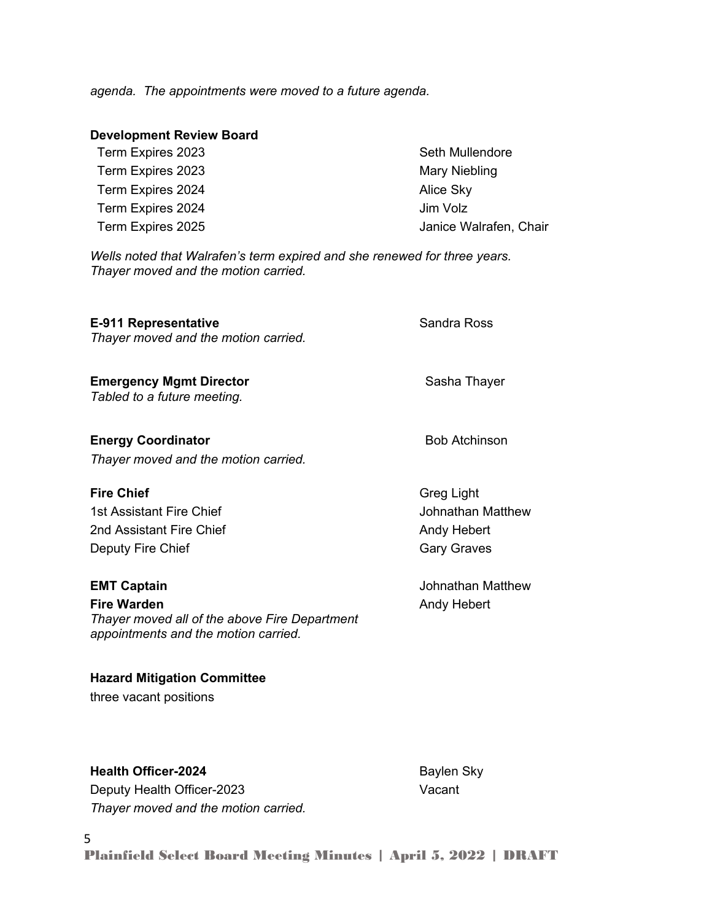*agenda. The appointments were moved to a future agenda.*

**Development Review Board**

| | |
|---|---|
| Term Expires 2023 | Seth Mullendore |
| Term Expires 2023 | Mary Niebling |
| Term Expires 2024 | Alice Sky |
| Term Expires 2024 | Jim Volz |
| Term Expires 2025 | Janice Walrafen, Chair |

*Wells noted that Walrafen's term expired and she renewed for three years. Thayer moved and the motion carried.*

**E-911 Representative** — Sandra Ross

*Thayer moved and the motion carried.*

**Emergency Mgmt Director** — Sasha Thayer

*Tabled to a future meeting.*

**Energy Coordinator** — Bob Atchinson

*Thayer moved and the motion carried.*

| | |
|---|---|
| **Fire Chief** | Greg Light |
| 1st Assistant Fire Chief | Johnathan Matthew |
| 2nd Assistant Fire Chief | Andy Hebert |
| Deputy Fire Chief | Gary Graves |

| | |
|---|---|
| **EMT Captain** | Johnathan Matthew |
| **Fire Warden** | Andy Hebert |

*Thayer moved all of the above Fire Department appointments and the motion carried.*

**Hazard Mitigation Committee**

three vacant positions

| | |
|---|---|
| **Health Officer-2024** | Baylen Sky |
| Deputy Health Officer-2023 | Vacant |

*Thayer moved and the motion carried.*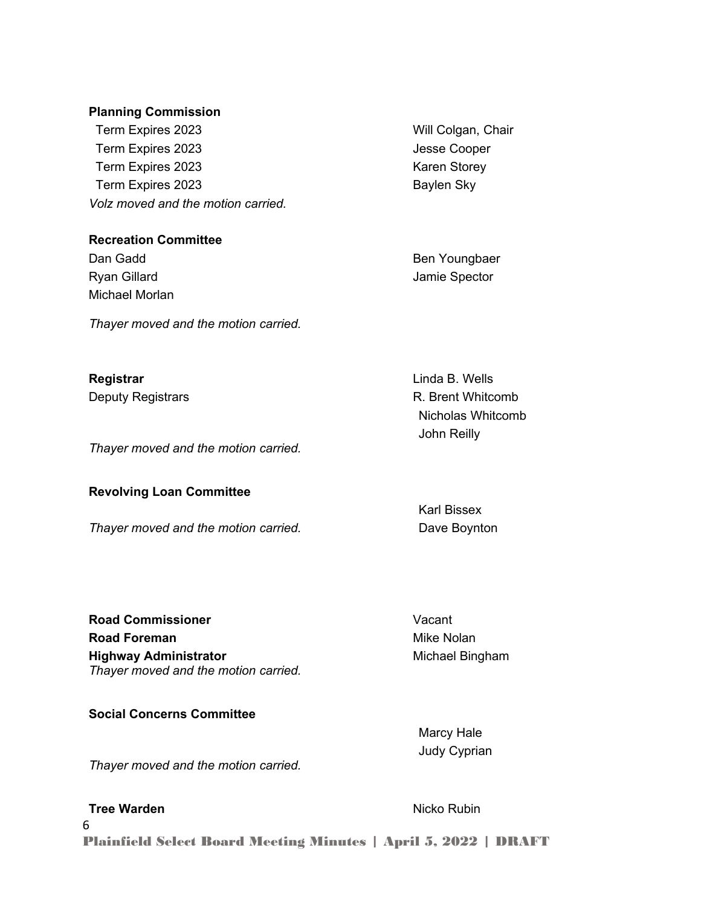**Planning Commission**

| | |
|---|---|
| Term Expires 2023 | Will Colgan, Chair |
| Term Expires 2023 | Jesse Cooper |
| Term Expires 2023 | Karen Storey |
| Term Expires 2023 | Baylen Sky |

*Volz moved and the motion carried.*

**Recreation Committee**

Dan Gadd
Ryan Gillard
Michael Morlan
Ben Youngbaer
Jamie Spector

*Thayer moved and the motion carried.*

**Registrar** — Linda B. Wells

Deputy Registrars — R. Brent Whitcomb, Nicholas Whitcomb, John Reilly

*Thayer moved and the motion carried.*

**Revolving Loan Committee**

Karl Bissex
Dave Boynton

*Thayer moved and the motion carried.*

**Road Commissioner** — Vacant

**Road Foreman** — Mike Nolan

**Highway Administrator** — Michael Bingham

*Thayer moved and the motion carried.*

**Social Concerns Committee**

Marcy Hale
Judy Cyprian

*Thayer moved and the motion carried.*

**Tree Warden** — Nicko Rubin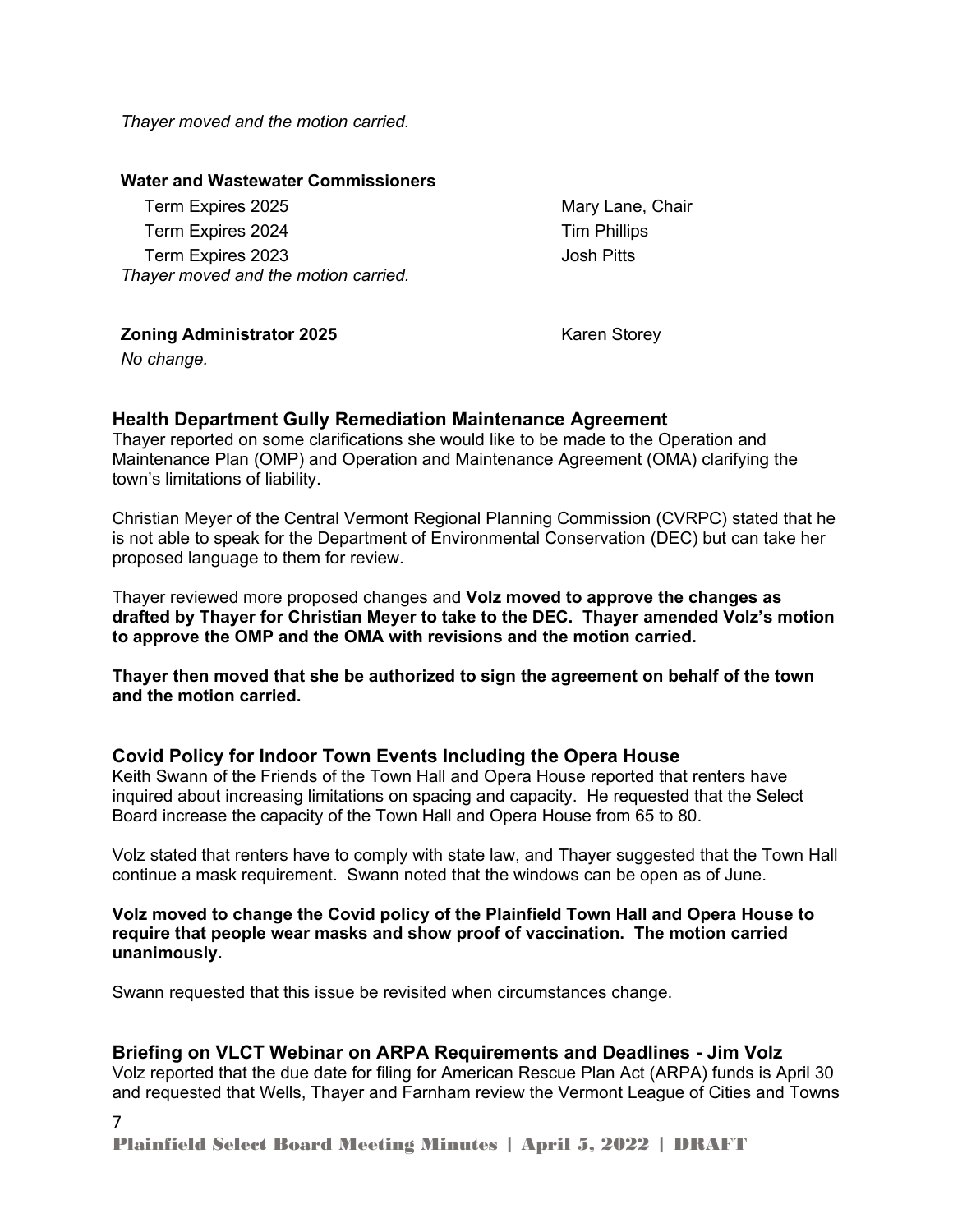*Thayer moved and the motion carried.*

**Water and Wastewater Commissioners**

| | |
|---|---|
| Term Expires 2025 | Mary Lane, Chair |
| Term Expires 2024 | Tim Phillips |
| Term Expires 2023 | Josh Pitts |

*Thayer moved and the motion carried.*

**Zoning Administrator 2025** Karen Storey

*No change.*

## Health Department Gully Remediation Maintenance Agreement

Thayer reported on some clarifications she would like to be made to the Operation and Maintenance Plan (OMP) and Operation and Maintenance Agreement (OMA) clarifying the town's limitations of liability.

Christian Meyer of the Central Vermont Regional Planning Commission (CVRPC) stated that he is not able to speak for the Department of Environmental Conservation (DEC) but can take her proposed language to them for review.

Thayer reviewed more proposed changes and **Volz moved to approve the changes as drafted by Thayer for Christian Meyer to take to the DEC. Thayer amended Volz's motion to approve the OMP and the OMA with revisions and the motion carried.**

**Thayer then moved that she be authorized to sign the agreement on behalf of the town and the motion carried.**

## Covid Policy for Indoor Town Events Including the Opera House

Keith Swann of the Friends of the Town Hall and Opera House reported that renters have inquired about increasing limitations on spacing and capacity. He requested that the Select Board increase the capacity of the Town Hall and Opera House from 65 to 80.

Volz stated that renters have to comply with state law, and Thayer suggested that the Town Hall continue a mask requirement. Swann noted that the windows can be open as of June.

**Volz moved to change the Covid policy of the Plainfield Town Hall and Opera House to require that people wear masks and show proof of vaccination. The motion carried unanimously.**

Swann requested that this issue be revisited when circumstances change.

## Briefing on VLCT Webinar on ARPA Requirements and Deadlines - Jim Volz

Volz reported that the due date for filing for American Rescue Plan Act (ARPA) funds is April 30 and requested that Wells, Thayer and Farnham review the Vermont League of Cities and Towns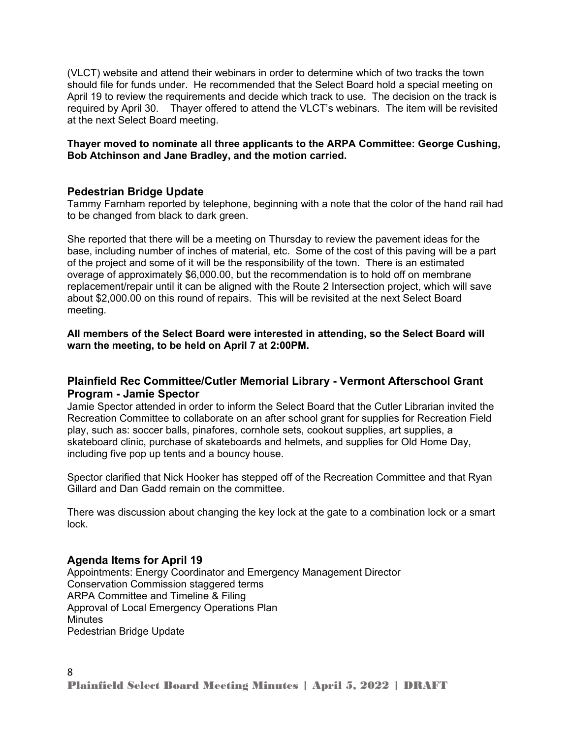(VLCT) website and attend their webinars in order to determine which of two tracks the town should file for funds under. He recommended that the Select Board hold a special meeting on April 19 to review the requirements and decide which track to use. The decision on the track is required by April 30. Thayer offered to attend the VLCT's webinars. The item will be revisited at the next Select Board meeting.

**Thayer moved to nominate all three applicants to the ARPA Committee: George Cushing, Bob Atchinson and Jane Bradley, and the motion carried.**

## Pedestrian Bridge Update

Tammy Farnham reported by telephone, beginning with a note that the color of the hand rail had to be changed from black to dark green.

She reported that there will be a meeting on Thursday to review the pavement ideas for the base, including number of inches of material, etc. Some of the cost of this paving will be a part of the project and some of it will be the responsibility of the town. There is an estimated overage of approximately $6,000.00, but the recommendation is to hold off on membrane replacement/repair until it can be aligned with the Route 2 Intersection project, which will save about $2,000.00 on this round of repairs. This will be revisited at the next Select Board meeting.

**All members of the Select Board were interested in attending, so the Select Board will warn the meeting, to be held on April 7 at 2:00PM.**

## Plainfield Rec Committee/Cutler Memorial Library - Vermont Afterschool Grant Program - Jamie Spector

Jamie Spector attended in order to inform the Select Board that the Cutler Librarian invited the Recreation Committee to collaborate on an after school grant for supplies for Recreation Field play, such as: soccer balls, pinafores, cornhole sets, cookout supplies, art supplies, a skateboard clinic, purchase of skateboards and helmets, and supplies for Old Home Day, including five pop up tents and a bouncy house.

Spector clarified that Nick Hooker has stepped off of the Recreation Committee and that Ryan Gillard and Dan Gadd remain on the committee.

There was discussion about changing the key lock at the gate to a combination lock or a smart lock.

## Agenda Items for April 19

Appointments: Energy Coordinator and Emergency Management Director
Conservation Commission staggered terms
ARPA Committee and Timeline & Filing
Approval of Local Emergency Operations Plan
Minutes
Pedestrian Bridge Update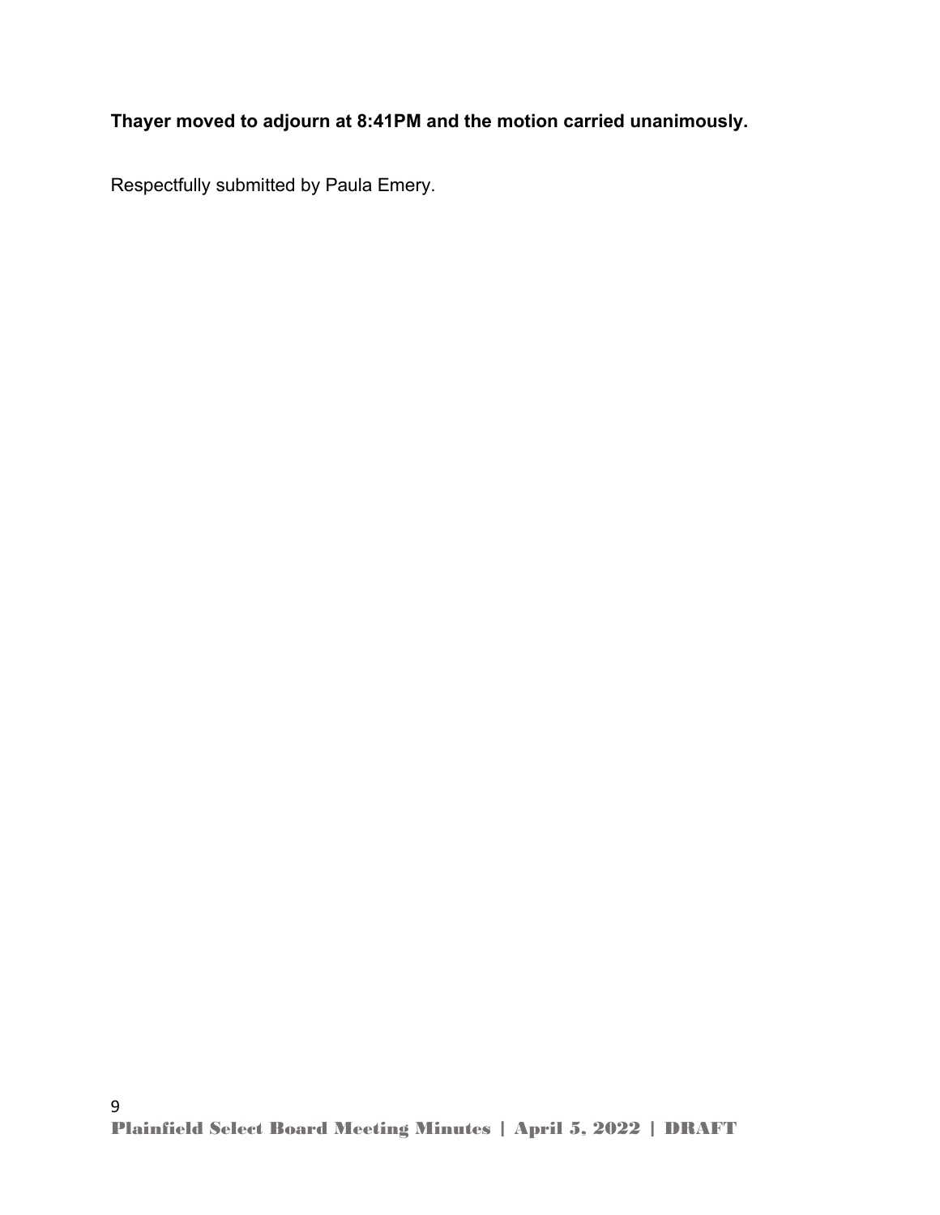**Thayer moved to adjourn at 8:41PM and the motion carried unanimously.**

Respectfully submitted by Paula Emery.